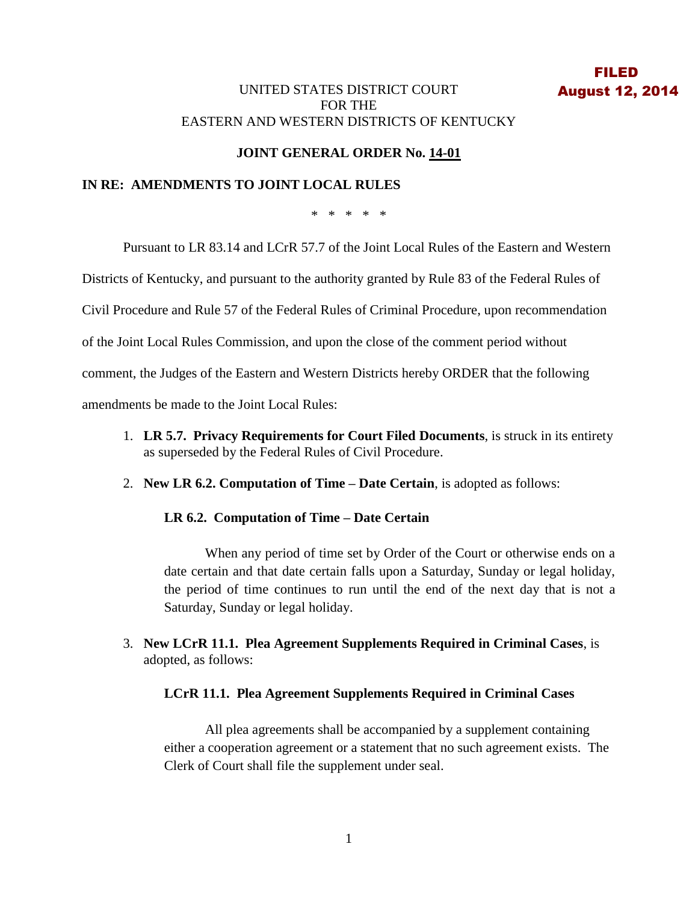**FILED**
**August 12, 2014**

UNITED STATES DISTRICT COURT
FOR THE
EASTERN AND WESTERN DISTRICTS OF KENTUCKY

**JOINT GENERAL ORDER No. 14-01**

**IN RE: AMENDMENTS TO JOINT LOCAL RULES**

\* \* \* \* \*

Pursuant to LR 83.14 and LCrR 57.7 of the Joint Local Rules of the Eastern and Western Districts of Kentucky, and pursuant to the authority granted by Rule 83 of the Federal Rules of Civil Procedure and Rule 57 of the Federal Rules of Criminal Procedure, upon recommendation of the Joint Local Rules Commission, and upon the close of the comment period without comment, the Judges of the Eastern and Western Districts hereby ORDER that the following amendments be made to the Joint Local Rules:

1. **LR 5.7. Privacy Requirements for Court Filed Documents**, is struck in its entirety as superseded by the Federal Rules of Civil Procedure.

2. **New LR 6.2. Computation of Time – Date Certain**, is adopted as follows:

   **LR 6.2. Computation of Time – Date Certain**

   When any period of time set by Order of the Court or otherwise ends on a date certain and that date certain falls upon a Saturday, Sunday or legal holiday, the period of time continues to run until the end of the next day that is not a Saturday, Sunday or legal holiday.

3. **New LCrR 11.1. Plea Agreement Supplements Required in Criminal Cases**, is adopted, as follows:

   **LCrR 11.1. Plea Agreement Supplements Required in Criminal Cases**

   All plea agreements shall be accompanied by a supplement containing either a cooperation agreement or a statement that no such agreement exists. The Clerk of Court shall file the supplement under seal.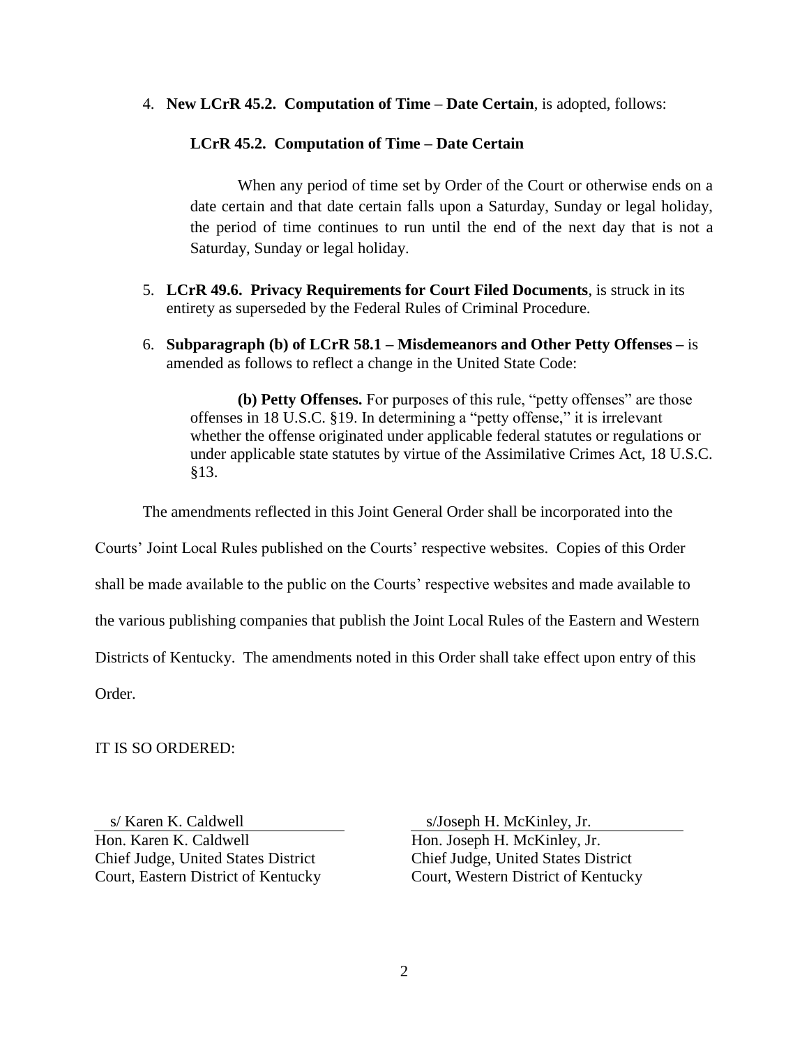4. **New LCrR 45.2. Computation of Time – Date Certain**, is adopted, follows:

   **LCrR 45.2. Computation of Time – Date Certain**

   When any period of time set by Order of the Court or otherwise ends on a date certain and that date certain falls upon a Saturday, Sunday or legal holiday, the period of time continues to run until the end of the next day that is not a Saturday, Sunday or legal holiday.

5. **LCrR 49.6. Privacy Requirements for Court Filed Documents**, is struck in its entirety as superseded by the Federal Rules of Criminal Procedure.

6. **Subparagraph (b) of LCrR 58.1 – Misdemeanors and Other Petty Offenses –** is amended as follows to reflect a change in the United State Code:

   **(b) Petty Offenses.** For purposes of this rule, "petty offenses" are those offenses in 18 U.S.C. §19. In determining a "petty offense," it is irrelevant whether the offense originated under applicable federal statutes or regulations or under applicable state statutes by virtue of the Assimilative Crimes Act, 18 U.S.C. §13.

The amendments reflected in this Joint General Order shall be incorporated into the Courts' Joint Local Rules published on the Courts' respective websites. Copies of this Order shall be made available to the public on the Courts' respective websites and made available to the various publishing companies that publish the Joint Local Rules of the Eastern and Western Districts of Kentucky. The amendments noted in this Order shall take effect upon entry of this Order.

IT IS SO ORDERED:

s/ Karen K. Caldwell
Hon. Karen K. Caldwell
Chief Judge, United States District Court, Eastern District of Kentucky

s/Joseph H. McKinley, Jr.
Hon. Joseph H. McKinley, Jr.
Chief Judge, United States District Court, Western District of Kentucky